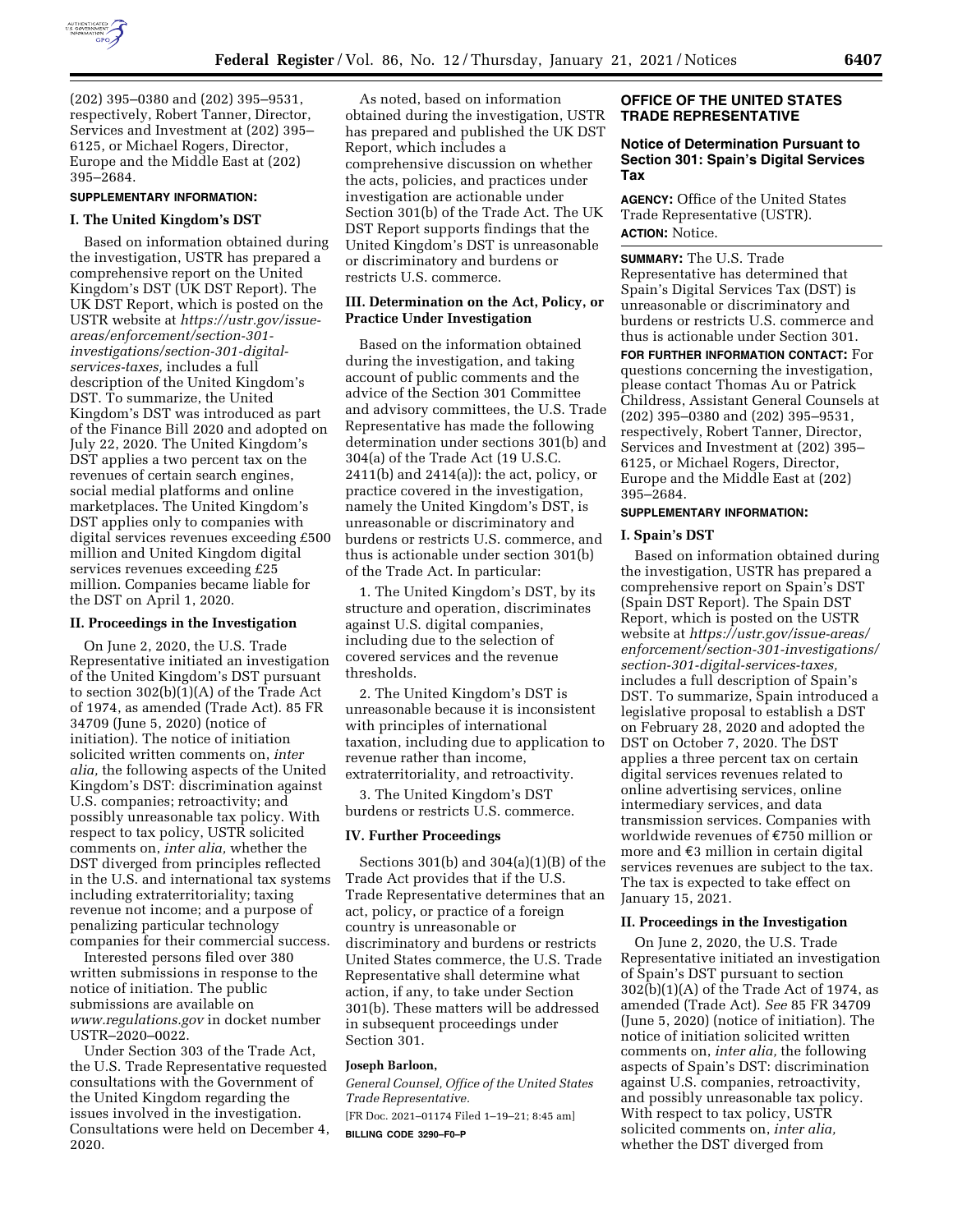(202) 395–0380 and (202) 395–9531, respectively, Robert Tanner, Director, Services and Investment at (202) 395–6125, or Michael Rogers, Director, Europe and the Middle East at (202) 395–2684.

**SUPPLEMENTARY INFORMATION:**

**I. The United Kingdom's DST**

Based on information obtained during the investigation, USTR has prepared a comprehensive report on the United Kingdom's DST (UK DST Report). The UK DST Report, which is posted on the USTR website at *https://ustr.gov/issue-areas/enforcement/section-301-investigations/section-301-digital-services-taxes,* includes a full description of the United Kingdom's DST. To summarize, the United Kingdom's DST was introduced as part of the Finance Bill 2020 and adopted on July 22, 2020. The United Kingdom's DST applies a two percent tax on the revenues of certain search engines, social medial platforms and online marketplaces. The United Kingdom's DST applies only to companies with digital services revenues exceeding £500 million and United Kingdom digital services revenues exceeding £25 million. Companies became liable for the DST on April 1, 2020.

**II. Proceedings in the Investigation**

On June 2, 2020, the U.S. Trade Representative initiated an investigation of the United Kingdom's DST pursuant to section 302(b)(1)(A) of the Trade Act of 1974, as amended (Trade Act). 85 FR 34709 (June 5, 2020) (notice of initiation). The notice of initiation solicited written comments on, *inter alia,* the following aspects of the United Kingdom's DST: discrimination against U.S. companies; retroactivity; and possibly unreasonable tax policy. With respect to tax policy, USTR solicited comments on, *inter alia,* whether the DST diverged from principles reflected in the U.S. and international tax systems including extraterritoriality; taxing revenue not income; and a purpose of penalizing particular technology companies for their commercial success.

Interested persons filed over 380 written submissions in response to the notice of initiation. The public submissions are available on *www.regulations.gov* in docket number USTR–2020–0022.

Under Section 303 of the Trade Act, the U.S. Trade Representative requested consultations with the Government of the United Kingdom regarding the issues involved in the investigation. Consultations were held on December 4, 2020.

As noted, based on information obtained during the investigation, USTR has prepared and published the UK DST Report, which includes a comprehensive discussion on whether the acts, policies, and practices under investigation are actionable under Section 301(b) of the Trade Act. The UK DST Report supports findings that the United Kingdom's DST is unreasonable or discriminatory and burdens or restricts U.S. commerce.

**III. Determination on the Act, Policy, or Practice Under Investigation**

Based on the information obtained during the investigation, and taking account of public comments and the advice of the Section 301 Committee and advisory committees, the U.S. Trade Representative has made the following determination under sections 301(b) and 304(a) of the Trade Act (19 U.S.C. 2411(b) and 2414(a)): the act, policy, or practice covered in the investigation, namely the United Kingdom's DST, is unreasonable or discriminatory and burdens or restricts U.S. commerce, and thus is actionable under section 301(b) of the Trade Act. In particular:

1. The United Kingdom's DST, by its structure and operation, discriminates against U.S. digital companies, including due to the selection of covered services and the revenue thresholds.

2. The United Kingdom's DST is unreasonable because it is inconsistent with principles of international taxation, including due to application to revenue rather than income, extraterritoriality, and retroactivity.

3. The United Kingdom's DST burdens or restricts U.S. commerce.

**IV. Further Proceedings**

Sections 301(b) and 304(a)(1)(B) of the Trade Act provides that if the U.S. Trade Representative determines that an act, policy, or practice of a foreign country is unreasonable or discriminatory and burdens or restricts United States commerce, the U.S. Trade Representative shall determine what action, if any, to take under Section 301(b). These matters will be addressed in subsequent proceedings under Section 301.

**Joseph Barloon,**

*General Counsel, Office of the United States Trade Representative.*

[FR Doc. 2021–01174 Filed 1–19–21; 8:45 am]

**BILLING CODE 3290–F0–P**

**OFFICE OF THE UNITED STATES TRADE REPRESENTATIVE**

## Notice of Determination Pursuant to Section 301: Spain's Digital Services Tax

**AGENCY:** Office of the United States Trade Representative (USTR).

**ACTION:** Notice.

**SUMMARY:** The U.S. Trade Representative has determined that Spain's Digital Services Tax (DST) is unreasonable or discriminatory and burdens or restricts U.S. commerce and thus is actionable under Section 301.

**FOR FURTHER INFORMATION CONTACT:** For questions concerning the investigation, please contact Thomas Au or Patrick Childress, Assistant General Counsels at (202) 395–0380 and (202) 395–9531, respectively, Robert Tanner, Director, Services and Investment at (202) 395–6125, or Michael Rogers, Director, Europe and the Middle East at (202) 395–2684.

**SUPPLEMENTARY INFORMATION:**

**I. Spain's DST**

Based on information obtained during the investigation, USTR has prepared a comprehensive report on Spain's DST (Spain DST Report). The Spain DST Report, which is posted on the USTR website at *https://ustr.gov/issue-areas/enforcement/section-301-investigations/section-301-digital-services-taxes,* includes a full description of Spain's DST. To summarize, Spain introduced a legislative proposal to establish a DST on February 28, 2020 and adopted the DST on October 7, 2020. The DST applies a three percent tax on certain digital services revenues related to online advertising services, online intermediary services, and data transmission services. Companies with worldwide revenues of €750 million or more and €3 million in certain digital services revenues are subject to the tax. The tax is expected to take effect on January 15, 2021.

**II. Proceedings in the Investigation**

On June 2, 2020, the U.S. Trade Representative initiated an investigation of Spain's DST pursuant to section 302(b)(1)(A) of the Trade Act of 1974, as amended (Trade Act). *See* 85 FR 34709 (June 5, 2020) (notice of initiation). The notice of initiation solicited written comments on, *inter alia,* the following aspects of Spain's DST: discrimination against U.S. companies, retroactivity, and possibly unreasonable tax policy. With respect to tax policy, USTR solicited comments on, *inter alia,* whether the DST diverged from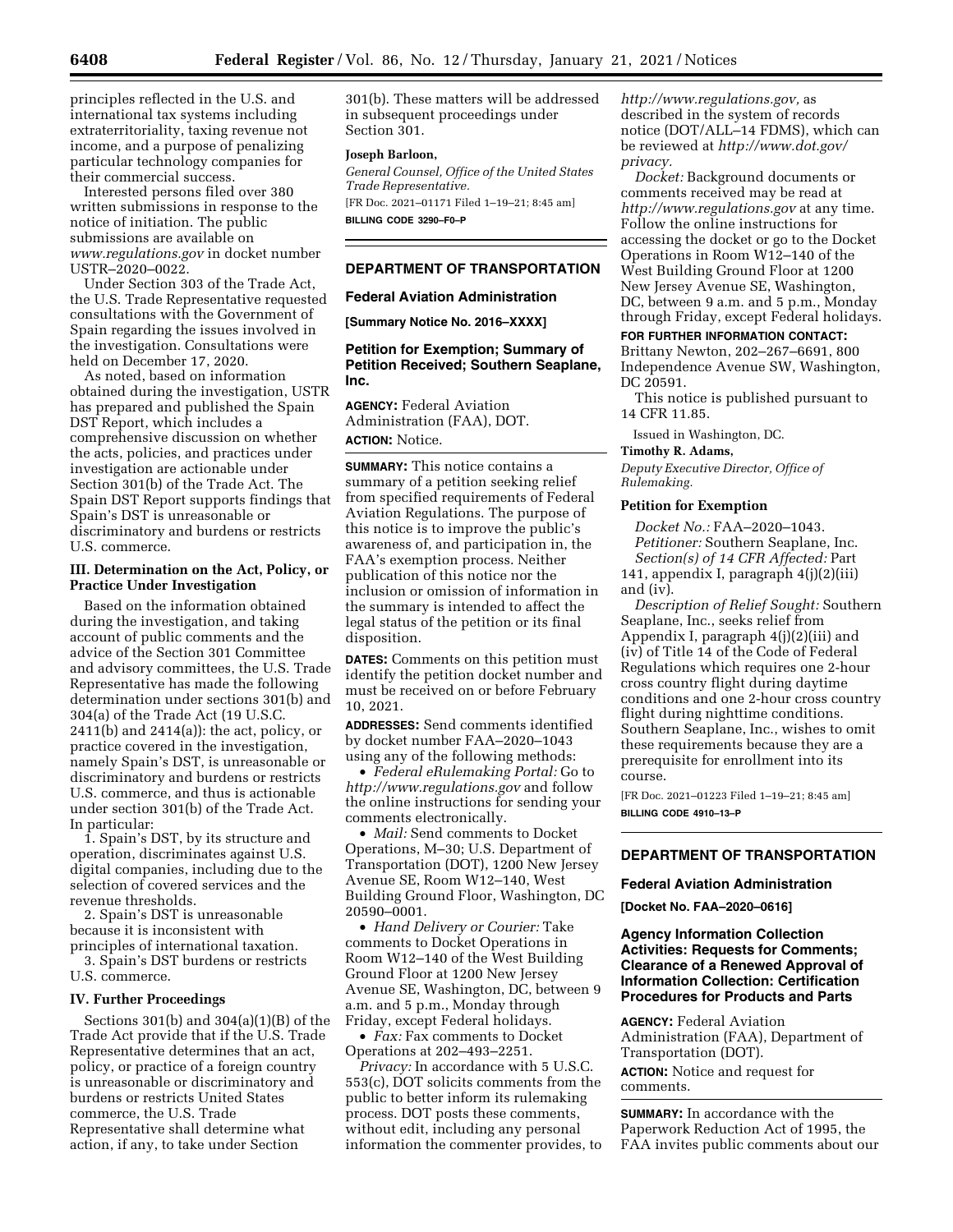principles reflected in the U.S. and international tax systems including extraterritoriality, taxing revenue not income, and a purpose of penalizing particular technology companies for their commercial success.

Interested persons filed over 380 written submissions in response to the notice of initiation. The public submissions are available on *www.regulations.gov* in docket number USTR–2020–0022.

Under Section 303 of the Trade Act, the U.S. Trade Representative requested consultations with the Government of Spain regarding the issues involved in the investigation. Consultations were held on December 17, 2020.

As noted, based on information obtained during the investigation, USTR has prepared and published the Spain DST Report, which includes a comprehensive discussion on whether the acts, policies, and practices under investigation are actionable under Section 301(b) of the Trade Act. The Spain DST Report supports findings that Spain's DST is unreasonable or discriminatory and burdens or restricts U.S. commerce.

### III. Determination on the Act, Policy, or Practice Under Investigation

Based on the information obtained during the investigation, and taking account of public comments and the advice of the Section 301 Committee and advisory committees, the U.S. Trade Representative has made the following determination under sections 301(b) and 304(a) of the Trade Act (19 U.S.C. 2411(b) and 2414(a)): the act, policy, or practice covered in the investigation, namely Spain's DST, is unreasonable or discriminatory and burdens or restricts U.S. commerce, and thus is actionable under section 301(b) of the Trade Act. In particular:

1. Spain's DST, by its structure and operation, discriminates against U.S. digital companies, including due to the selection of covered services and the revenue thresholds.

2. Spain's DST is unreasonable because it is inconsistent with principles of international taxation.

3. Spain's DST burdens or restricts U.S. commerce.

### IV. Further Proceedings

Sections 301(b) and 304(a)(1)(B) of the Trade Act provide that if the U.S. Trade Representative determines that an act, policy, or practice of a foreign country is unreasonable or discriminatory and burdens or restricts United States commerce, the U.S. Trade Representative shall determine what action, if any, to take under Section 301(b). These matters will be addressed in subsequent proceedings under Section 301.

**Joseph Barloon,**

*General Counsel, Office of the United States Trade Representative.*

[FR Doc. 2021–01171 Filed 1–19–21; 8:45 am]

**BILLING CODE 3290–F0–P**

## DEPARTMENT OF TRANSPORTATION

### Federal Aviation Administration

**[Summary Notice No. 2016–XXXX]**

### Petition for Exemption; Summary of Petition Received; Southern Seaplane, Inc.

**AGENCY:** Federal Aviation Administration (FAA), DOT.

**ACTION:** Notice.

**SUMMARY:** This notice contains a summary of a petition seeking relief from specified requirements of Federal Aviation Regulations. The purpose of this notice is to improve the public's awareness of, and participation in, the FAA's exemption process. Neither publication of this notice nor the inclusion or omission of information in the summary is intended to affect the legal status of the petition or its final disposition.

**DATES:** Comments on this petition must identify the petition docket number and must be received on or before February 10, 2021.

**ADDRESSES:** Send comments identified by docket number FAA–2020–1043 using any of the following methods:

- *Federal eRulemaking Portal:* Go to *http://www.regulations.gov* and follow the online instructions for sending your comments electronically.
- *Mail:* Send comments to Docket Operations, M–30; U.S. Department of Transportation (DOT), 1200 New Jersey Avenue SE, Room W12–140, West Building Ground Floor, Washington, DC 20590–0001.
- *Hand Delivery or Courier:* Take comments to Docket Operations in Room W12–140 of the West Building Ground Floor at 1200 New Jersey Avenue SE, Washington, DC, between 9 a.m. and 5 p.m., Monday through Friday, except Federal holidays.
- *Fax:* Fax comments to Docket Operations at 202–493–2251.

*Privacy:* In accordance with 5 U.S.C. 553(c), DOT solicits comments from the public to better inform its rulemaking process. DOT posts these comments, without edit, including any personal information the commenter provides, to *http://www.regulations.gov,* as described in the system of records notice (DOT/ALL–14 FDMS), which can be reviewed at *http://www.dot.gov/privacy.*

*Docket:* Background documents or comments received may be read at *http://www.regulations.gov* at any time. Follow the online instructions for accessing the docket or go to the Docket Operations in Room W12–140 of the West Building Ground Floor at 1200 New Jersey Avenue SE, Washington, DC, between 9 a.m. and 5 p.m., Monday through Friday, except Federal holidays.

**FOR FURTHER INFORMATION CONTACT:** Brittany Newton, 202–267–6691, 800 Independence Avenue SW, Washington, DC 20591.

This notice is published pursuant to 14 CFR 11.85.

Issued in Washington, DC.

**Timothy R. Adams,**

*Deputy Executive Director, Office of Rulemaking.*

#### Petition for Exemption

*Docket No.:* FAA–2020–1043.

*Petitioner:* Southern Seaplane, Inc.

*Section(s) of 14 CFR Affected:* Part 141, appendix I, paragraph 4(j)(2)(iii) and (iv).

*Description of Relief Sought:* Southern Seaplane, Inc., seeks relief from Appendix I, paragraph 4(j)(2)(iii) and (iv) of Title 14 of the Code of Federal Regulations which requires one 2-hour cross country flight during daytime conditions and one 2-hour cross country flight during nighttime conditions. Southern Seaplane, Inc., wishes to omit these requirements because they are a prerequisite for enrollment into its course.

[FR Doc. 2021–01223 Filed 1–19–21; 8:45 am]

**BILLING CODE 4910–13–P**

## DEPARTMENT OF TRANSPORTATION

### Federal Aviation Administration

**[Docket No. FAA–2020–0616]**

### Agency Information Collection Activities: Requests for Comments; Clearance of a Renewed Approval of Information Collection: Certification Procedures for Products and Parts

**AGENCY:** Federal Aviation Administration (FAA), Department of Transportation (DOT).

**ACTION:** Notice and request for comments.

**SUMMARY:** In accordance with the Paperwork Reduction Act of 1995, the FAA invites public comments about our